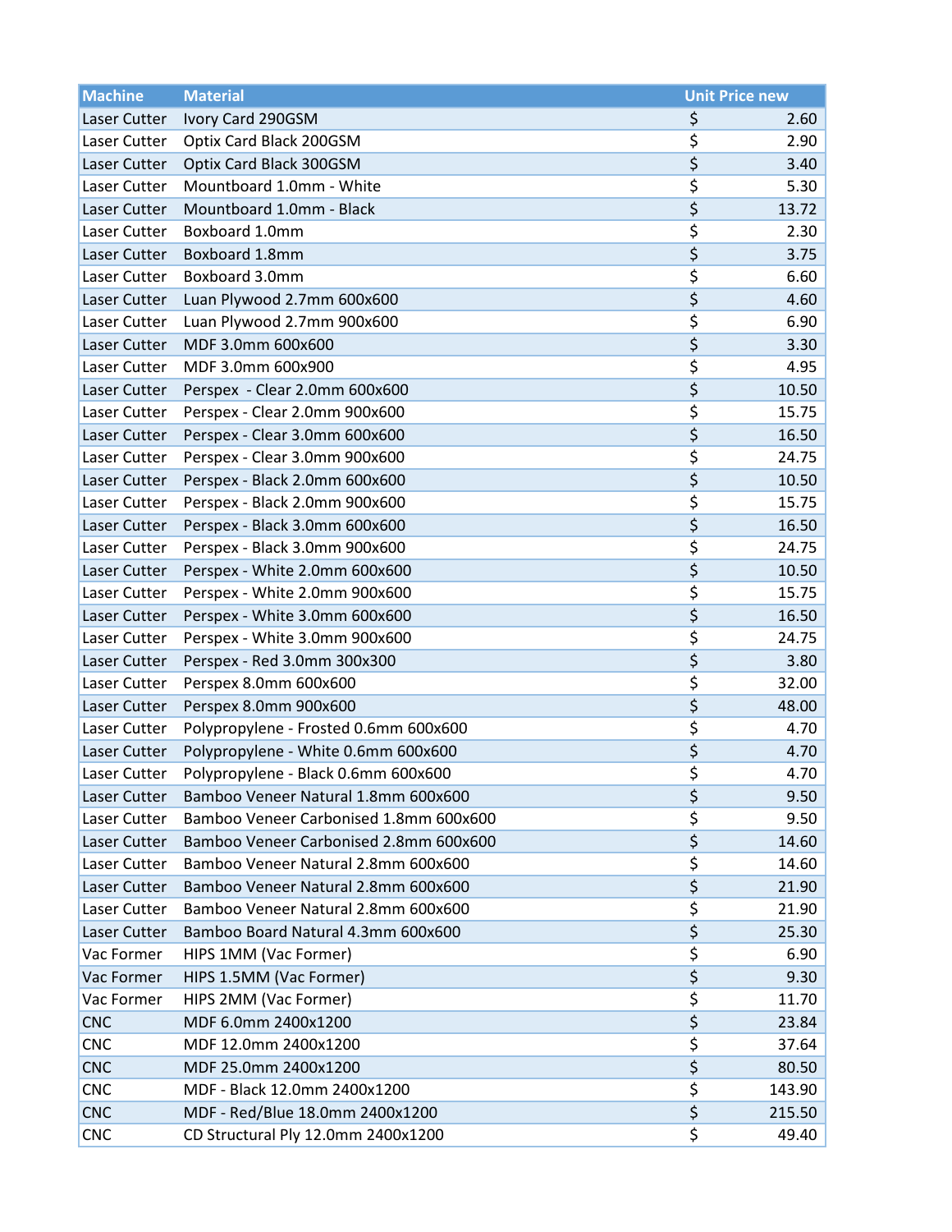| Machine | Material | Unit Price new |
|---|---|---|
| Laser Cutter | Ivory Card 290GSM | $ 2.60 |
| Laser Cutter | Optix Card Black 200GSM | $ 2.90 |
| Laser Cutter | Optix Card Black 300GSM | $ 3.40 |
| Laser Cutter | Mountboard 1.0mm - White | $ 5.30 |
| Laser Cutter | Mountboard 1.0mm - Black | $ 13.72 |
| Laser Cutter | Boxboard 1.0mm | $ 2.30 |
| Laser Cutter | Boxboard 1.8mm | $ 3.75 |
| Laser Cutter | Boxboard 3.0mm | $ 6.60 |
| Laser Cutter | Luan Plywood 2.7mm 600x600 | $ 4.60 |
| Laser Cutter | Luan Plywood 2.7mm 900x600 | $ 6.90 |
| Laser Cutter | MDF 3.0mm 600x600 | $ 3.30 |
| Laser Cutter | MDF 3.0mm 600x900 | $ 4.95 |
| Laser Cutter | Perspex  - Clear 2.0mm 600x600 | $ 10.50 |
| Laser Cutter | Perspex - Clear 2.0mm 900x600 | $ 15.75 |
| Laser Cutter | Perspex - Clear 3.0mm 600x600 | $ 16.50 |
| Laser Cutter | Perspex - Clear 3.0mm 900x600 | $ 24.75 |
| Laser Cutter | Perspex - Black 2.0mm 600x600 | $ 10.50 |
| Laser Cutter | Perspex - Black 2.0mm 900x600 | $ 15.75 |
| Laser Cutter | Perspex - Black 3.0mm 600x600 | $ 16.50 |
| Laser Cutter | Perspex - Black 3.0mm 900x600 | $ 24.75 |
| Laser Cutter | Perspex - White 2.0mm 600x600 | $ 10.50 |
| Laser Cutter | Perspex - White 2.0mm 900x600 | $ 15.75 |
| Laser Cutter | Perspex - White 3.0mm 600x600 | $ 16.50 |
| Laser Cutter | Perspex - White 3.0mm 900x600 | $ 24.75 |
| Laser Cutter | Perspex - Red 3.0mm 300x300 | $ 3.80 |
| Laser Cutter | Perspex 8.0mm 600x600 | $ 32.00 |
| Laser Cutter | Perspex 8.0mm 900x600 | $ 48.00 |
| Laser Cutter | Polypropylene - Frosted 0.6mm 600x600 | $ 4.70 |
| Laser Cutter | Polypropylene - White 0.6mm 600x600 | $ 4.70 |
| Laser Cutter | Polypropylene - Black 0.6mm 600x600 | $ 4.70 |
| Laser Cutter | Bamboo Veneer Natural 1.8mm 600x600 | $ 9.50 |
| Laser Cutter | Bamboo Veneer Carbonised 1.8mm 600x600 | $ 9.50 |
| Laser Cutter | Bamboo Veneer Carbonised 2.8mm 600x600 | $ 14.60 |
| Laser Cutter | Bamboo Veneer Natural 2.8mm 600x600 | $ 14.60 |
| Laser Cutter | Bamboo Veneer Natural 2.8mm 600x600 | $ 21.90 |
| Laser Cutter | Bamboo Veneer Natural 2.8mm 600x600 | $ 21.90 |
| Laser Cutter | Bamboo Board Natural 4.3mm 600x600 | $ 25.30 |
| Vac Former | HIPS 1MM (Vac Former) | $ 6.90 |
| Vac Former | HIPS 1.5MM (Vac Former) | $ 9.30 |
| Vac Former | HIPS 2MM (Vac Former) | $ 11.70 |
| CNC | MDF 6.0mm 2400x1200 | $ 23.84 |
| CNC | MDF 12.0mm 2400x1200 | $ 37.64 |
| CNC | MDF 25.0mm 2400x1200 | $ 80.50 |
| CNC | MDF - Black 12.0mm 2400x1200 | $ 143.90 |
| CNC | MDF - Red/Blue 18.0mm 2400x1200 | $ 215.50 |
| CNC | CD Structural Ply 12.0mm 2400x1200 | $ 49.40 |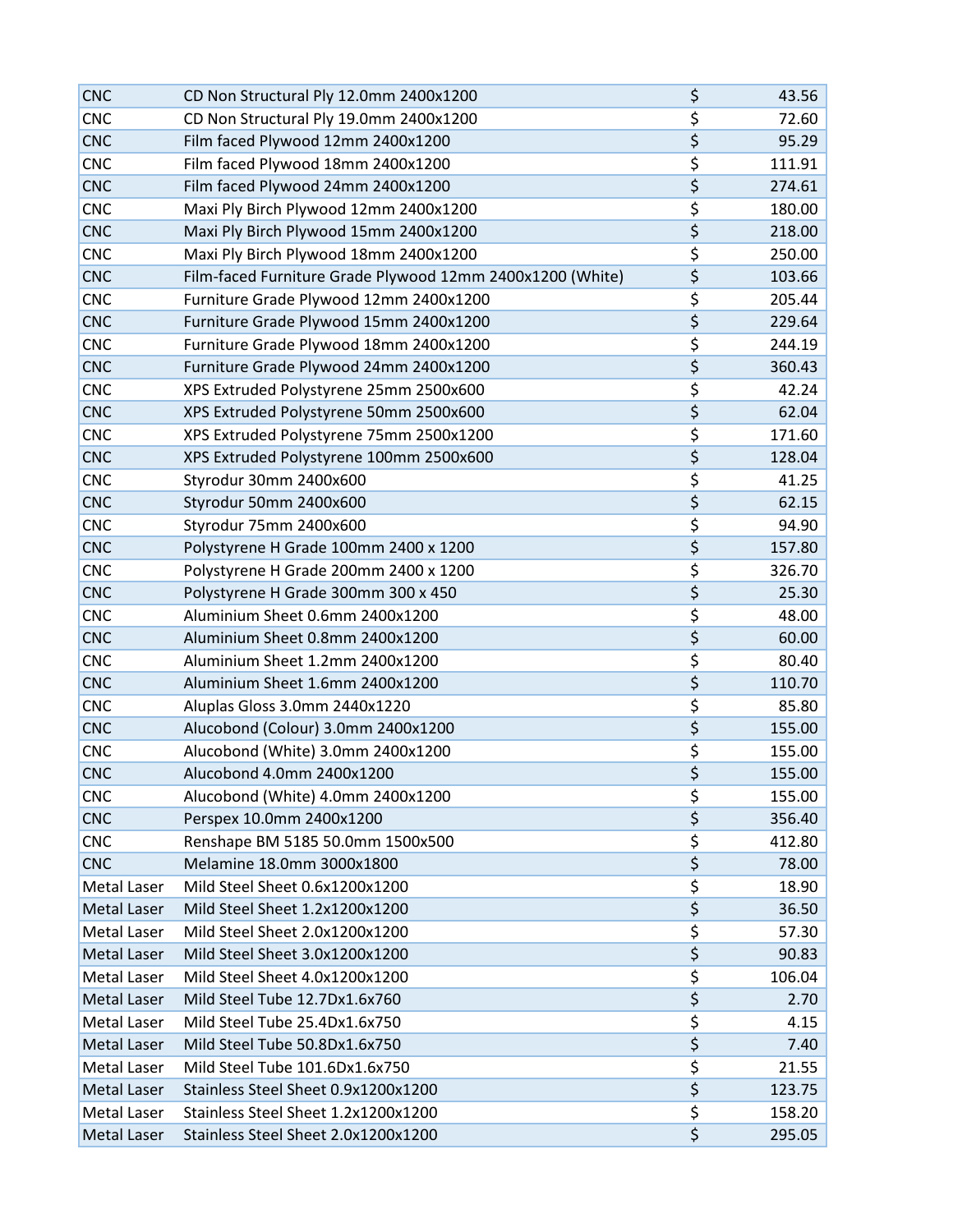| | | | |
|---|---|---|---|
| CNC | CD Non Structural Ply 12.0mm 2400x1200 | $ | 43.56 |
| CNC | CD Non Structural Ply 19.0mm 2400x1200 | $ | 72.60 |
| CNC | Film faced Plywood 12mm 2400x1200 | $ | 95.29 |
| CNC | Film faced Plywood 18mm 2400x1200 | $ | 111.91 |
| CNC | Film faced Plywood 24mm 2400x1200 | $ | 274.61 |
| CNC | Maxi Ply Birch Plywood 12mm 2400x1200 | $ | 180.00 |
| CNC | Maxi Ply Birch Plywood 15mm 2400x1200 | $ | 218.00 |
| CNC | Maxi Ply Birch Plywood 18mm 2400x1200 | $ | 250.00 |
| CNC | Film-faced Furniture Grade Plywood 12mm 2400x1200 (White) | $ | 103.66 |
| CNC | Furniture Grade Plywood 12mm 2400x1200 | $ | 205.44 |
| CNC | Furniture Grade Plywood 15mm 2400x1200 | $ | 229.64 |
| CNC | Furniture Grade Plywood 18mm 2400x1200 | $ | 244.19 |
| CNC | Furniture Grade Plywood 24mm 2400x1200 | $ | 360.43 |
| CNC | XPS Extruded Polystyrene 25mm 2500x600 | $ | 42.24 |
| CNC | XPS Extruded Polystyrene 50mm 2500x600 | $ | 62.04 |
| CNC | XPS Extruded Polystyrene 75mm 2500x1200 | $ | 171.60 |
| CNC | XPS Extruded Polystyrene 100mm 2500x600 | $ | 128.04 |
| CNC | Styrodur 30mm 2400x600 | $ | 41.25 |
| CNC | Styrodur 50mm 2400x600 | $ | 62.15 |
| CNC | Styrodur 75mm 2400x600 | $ | 94.90 |
| CNC | Polystyrene H Grade 100mm 2400 x 1200 | $ | 157.80 |
| CNC | Polystyrene H Grade 200mm 2400 x 1200 | $ | 326.70 |
| CNC | Polystyrene H Grade 300mm 300 x 450 | $ | 25.30 |
| CNC | Aluminium Sheet 0.6mm 2400x1200 | $ | 48.00 |
| CNC | Aluminium Sheet 0.8mm 2400x1200 | $ | 60.00 |
| CNC | Aluminium Sheet 1.2mm 2400x1200 | $ | 80.40 |
| CNC | Aluminium Sheet 1.6mm 2400x1200 | $ | 110.70 |
| CNC | Aluplas Gloss 3.0mm 2440x1220 | $ | 85.80 |
| CNC | Alucobond (Colour) 3.0mm 2400x1200 | $ | 155.00 |
| CNC | Alucobond (White) 3.0mm 2400x1200 | $ | 155.00 |
| CNC | Alucobond 4.0mm 2400x1200 | $ | 155.00 |
| CNC | Alucobond (White) 4.0mm 2400x1200 | $ | 155.00 |
| CNC | Perspex 10.0mm 2400x1200 | $ | 356.40 |
| CNC | Renshape BM 5185 50.0mm 1500x500 | $ | 412.80 |
| CNC | Melamine 18.0mm 3000x1800 | $ | 78.00 |
| Metal Laser | Mild Steel Sheet 0.6x1200x1200 | $ | 18.90 |
| Metal Laser | Mild Steel Sheet 1.2x1200x1200 | $ | 36.50 |
| Metal Laser | Mild Steel Sheet 2.0x1200x1200 | $ | 57.30 |
| Metal Laser | Mild Steel Sheet 3.0x1200x1200 | $ | 90.83 |
| Metal Laser | Mild Steel Sheet 4.0x1200x1200 | $ | 106.04 |
| Metal Laser | Mild Steel Tube 12.7Dx1.6x760 | $ | 2.70 |
| Metal Laser | Mild Steel Tube 25.4Dx1.6x750 | $ | 4.15 |
| Metal Laser | Mild Steel Tube 50.8Dx1.6x750 | $ | 7.40 |
| Metal Laser | Mild Steel Tube 101.6Dx1.6x750 | $ | 21.55 |
| Metal Laser | Stainless Steel Sheet 0.9x1200x1200 | $ | 123.75 |
| Metal Laser | Stainless Steel Sheet 1.2x1200x1200 | $ | 158.20 |
| Metal Laser | Stainless Steel Sheet 2.0x1200x1200 | $ | 295.05 |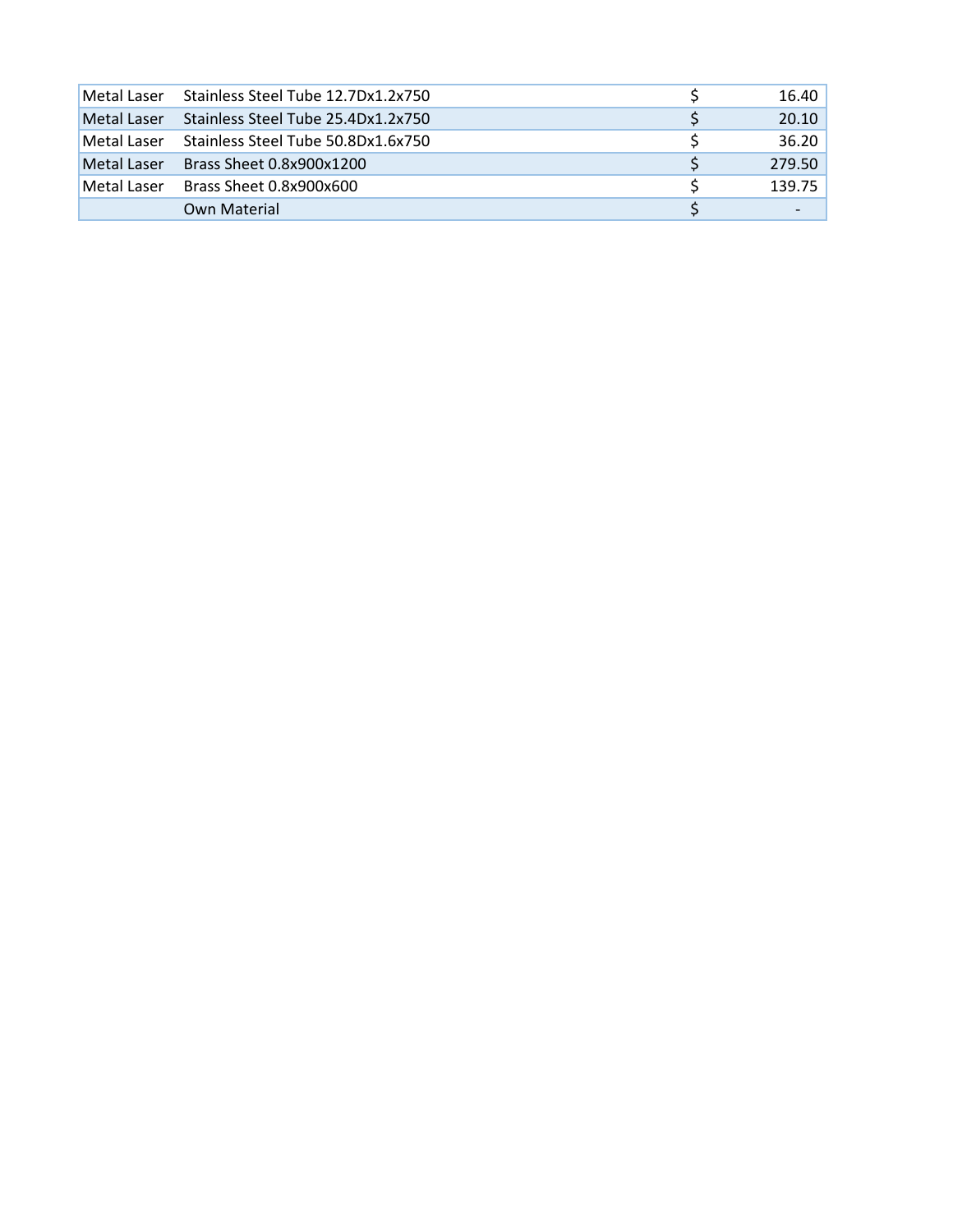| | | | |
|---|---|---|---|
| Metal Laser | Stainless Steel Tube 12.7Dx1.2x750 | $ | 16.40 |
| Metal Laser | Stainless Steel Tube 25.4Dx1.2x750 | $ | 20.10 |
| Metal Laser | Stainless Steel Tube 50.8Dx1.6x750 | $ | 36.20 |
| Metal Laser | Brass Sheet 0.8x900x1200 | $ | 279.50 |
| Metal Laser | Brass Sheet 0.8x900x600 | $ | 139.75 |
| | Own Material | $ | - |